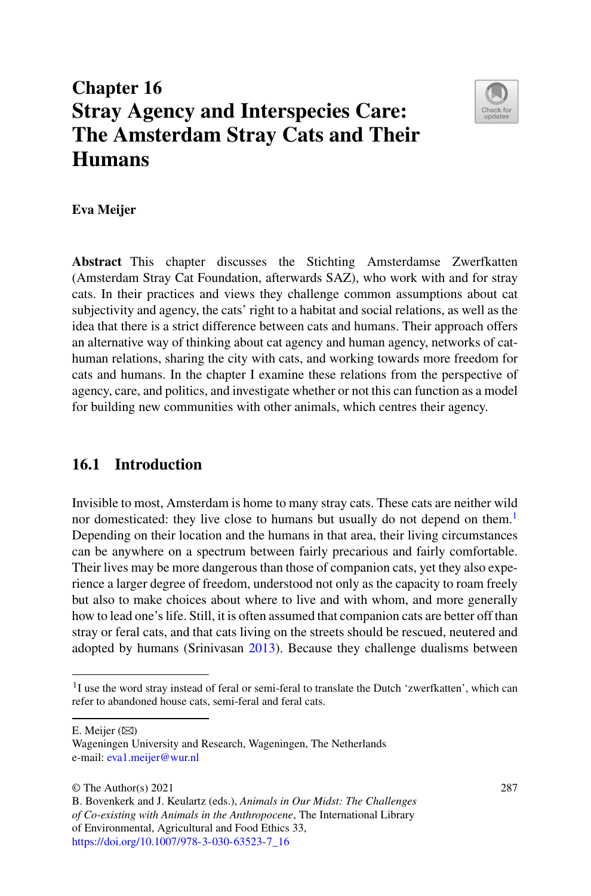# Chapter 16
# Stray Agency and Interspecies Care: The Amsterdam Stray Cats and Their Humans

**Eva Meijer**

**Abstract** This chapter discusses the Stichting Amsterdamse Zwerfkatten (Amsterdam Stray Cat Foundation, afterwards SAZ), who work with and for stray cats. In their practices and views they challenge common assumptions about cat subjectivity and agency, the cats' right to a habitat and social relations, as well as the idea that there is a strict difference between cats and humans. Their approach offers an alternative way of thinking about cat agency and human agency, networks of cat-human relations, sharing the city with cats, and working towards more freedom for cats and humans. In the chapter I examine these relations from the perspective of agency, care, and politics, and investigate whether or not this can function as a model for building new communities with other animals, which centres their agency.

## 16.1 Introduction

Invisible to most, Amsterdam is home to many stray cats. These cats are neither wild nor domesticated: they live close to humans but usually do not depend on them.[1] Depending on their location and the humans in that area, their living circumstances can be anywhere on a spectrum between fairly precarious and fairly comfortable. Their lives may be more dangerous than those of companion cats, yet they also experience a larger degree of freedom, understood not only as the capacity to roam freely but also to make choices about where to live and with whom, and more generally how to lead one's life. Still, it is often assumed that companion cats are better off than stray or feral cats, and that cats living on the streets should be rescued, neutered and adopted by humans (Srinivasan 2013). Because they challenge dualisms between

---

[1] I use the word stray instead of feral or semi-feral to translate the Dutch 'zwerfkatten', which can refer to abandoned house cats, semi-feral and feral cats.

E. Meijer (✉)
Wageningen University and Research, Wageningen, The Netherlands
e-mail: eva1.meijer@wur.nl

© The Author(s) 2021
B. Bovenkerk and J. Keulartz (eds.), *Animals in Our Midst: The Challenges of Co-existing with Animals in the Anthropocene*, The International Library of Environmental, Agricultural and Food Ethics 33,
https://doi.org/10.1007/978-3-030-63523-7_16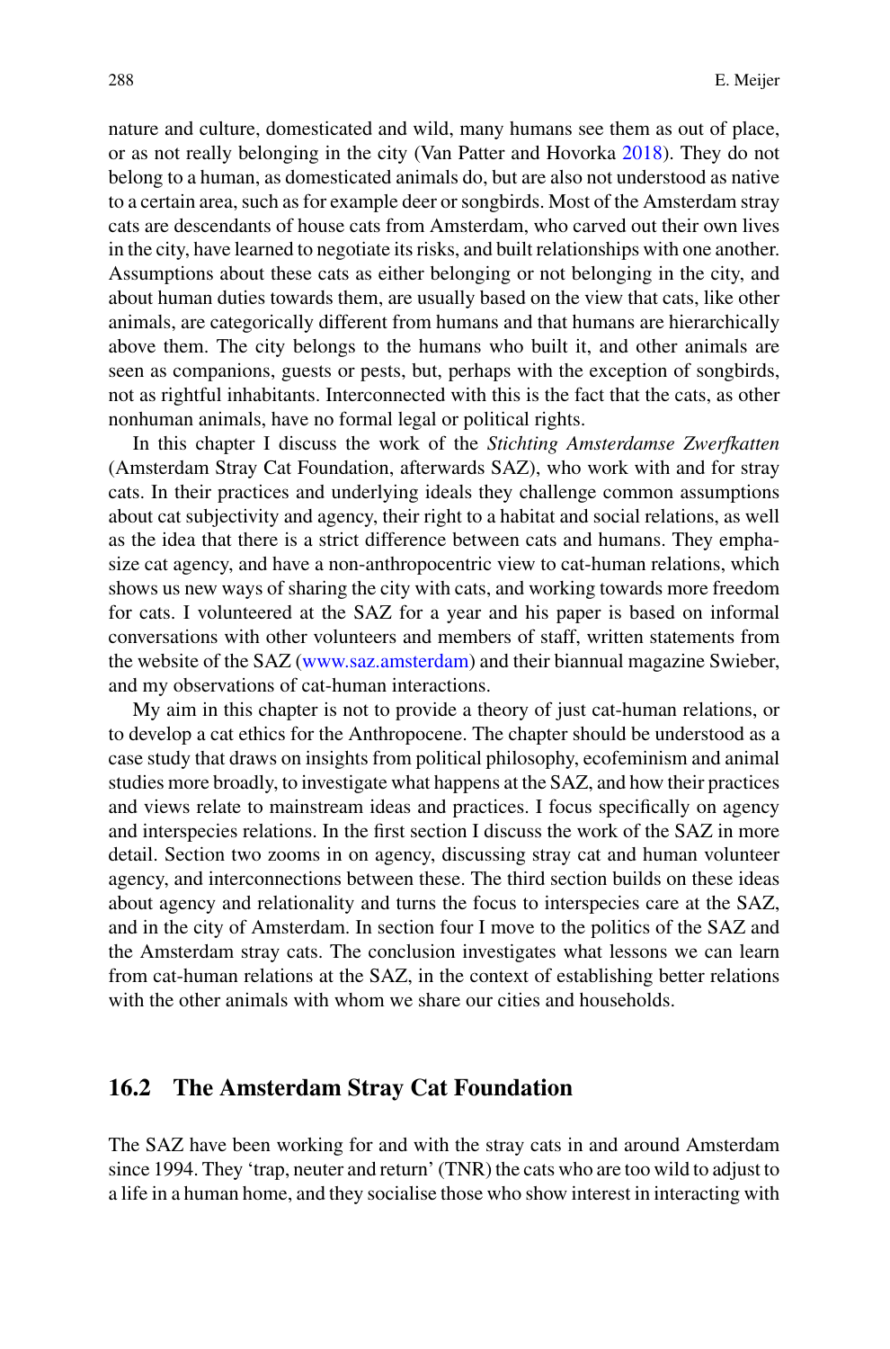nature and culture, domesticated and wild, many humans see them as out of place, or as not really belonging in the city (Van Patter and Hovorka 2018). They do not belong to a human, as domesticated animals do, but are also not understood as native to a certain area, such as for example deer or songbirds. Most of the Amsterdam stray cats are descendants of house cats from Amsterdam, who carved out their own lives in the city, have learned to negotiate its risks, and built relationships with one another. Assumptions about these cats as either belonging or not belonging in the city, and about human duties towards them, are usually based on the view that cats, like other animals, are categorically different from humans and that humans are hierarchically above them. The city belongs to the humans who built it, and other animals are seen as companions, guests or pests, but, perhaps with the exception of songbirds, not as rightful inhabitants. Interconnected with this is the fact that the cats, as other nonhuman animals, have no formal legal or political rights.

In this chapter I discuss the work of the *Stichting Amsterdamse Zwerfkatten* (Amsterdam Stray Cat Foundation, afterwards SAZ), who work with and for stray cats. In their practices and underlying ideals they challenge common assumptions about cat subjectivity and agency, their right to a habitat and social relations, as well as the idea that there is a strict difference between cats and humans. They emphasize cat agency, and have a non-anthropocentric view to cat-human relations, which shows us new ways of sharing the city with cats, and working towards more freedom for cats. I volunteered at the SAZ for a year and his paper is based on informal conversations with other volunteers and members of staff, written statements from the website of the SAZ (www.saz.amsterdam) and their biannual magazine Swieber, and my observations of cat-human interactions.

My aim in this chapter is not to provide a theory of just cat-human relations, or to develop a cat ethics for the Anthropocene. The chapter should be understood as a case study that draws on insights from political philosophy, ecofeminism and animal studies more broadly, to investigate what happens at the SAZ, and how their practices and views relate to mainstream ideas and practices. I focus specifically on agency and interspecies relations. In the first section I discuss the work of the SAZ in more detail. Section two zooms in on agency, discussing stray cat and human volunteer agency, and interconnections between these. The third section builds on these ideas about agency and relationality and turns the focus to interspecies care at the SAZ, and in the city of Amsterdam. In section four I move to the politics of the SAZ and the Amsterdam stray cats. The conclusion investigates what lessons we can learn from cat-human relations at the SAZ, in the context of establishing better relations with the other animals with whom we share our cities and households.

## 16.2 The Amsterdam Stray Cat Foundation

The SAZ have been working for and with the stray cats in and around Amsterdam since 1994. They 'trap, neuter and return' (TNR) the cats who are too wild to adjust to a life in a human home, and they socialise those who show interest in interacting with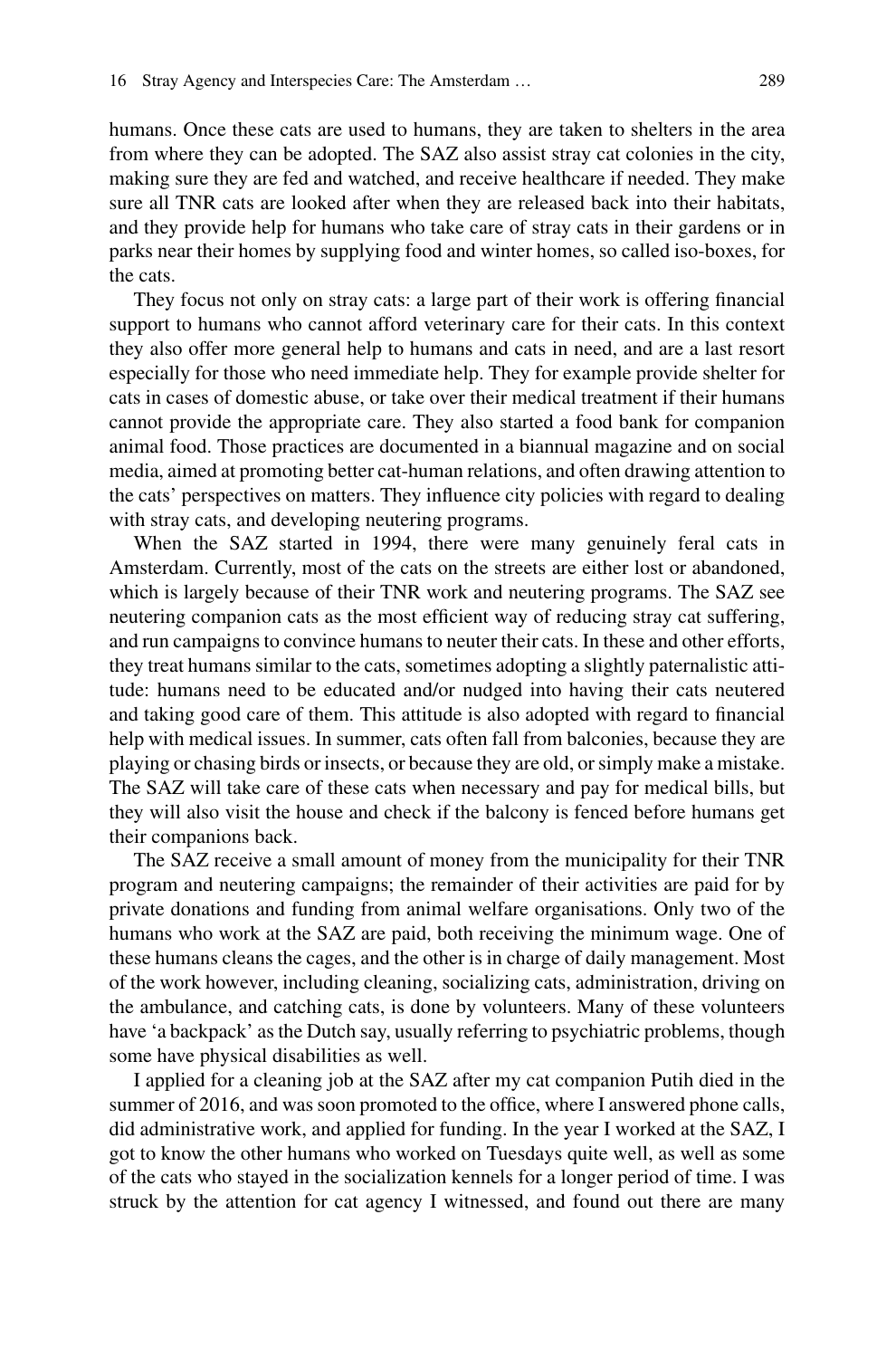humans. Once these cats are used to humans, they are taken to shelters in the area from where they can be adopted. The SAZ also assist stray cat colonies in the city, making sure they are fed and watched, and receive healthcare if needed. They make sure all TNR cats are looked after when they are released back into their habitats, and they provide help for humans who take care of stray cats in their gardens or in parks near their homes by supplying food and winter homes, so called iso-boxes, for the cats.

They focus not only on stray cats: a large part of their work is offering financial support to humans who cannot afford veterinary care for their cats. In this context they also offer more general help to humans and cats in need, and are a last resort especially for those who need immediate help. They for example provide shelter for cats in cases of domestic abuse, or take over their medical treatment if their humans cannot provide the appropriate care. They also started a food bank for companion animal food. Those practices are documented in a biannual magazine and on social media, aimed at promoting better cat-human relations, and often drawing attention to the cats' perspectives on matters. They influence city policies with regard to dealing with stray cats, and developing neutering programs.

When the SAZ started in 1994, there were many genuinely feral cats in Amsterdam. Currently, most of the cats on the streets are either lost or abandoned, which is largely because of their TNR work and neutering programs. The SAZ see neutering companion cats as the most efficient way of reducing stray cat suffering, and run campaigns to convince humans to neuter their cats. In these and other efforts, they treat humans similar to the cats, sometimes adopting a slightly paternalistic attitude: humans need to be educated and/or nudged into having their cats neutered and taking good care of them. This attitude is also adopted with regard to financial help with medical issues. In summer, cats often fall from balconies, because they are playing or chasing birds or insects, or because they are old, or simply make a mistake. The SAZ will take care of these cats when necessary and pay for medical bills, but they will also visit the house and check if the balcony is fenced before humans get their companions back.

The SAZ receive a small amount of money from the municipality for their TNR program and neutering campaigns; the remainder of their activities are paid for by private donations and funding from animal welfare organisations. Only two of the humans who work at the SAZ are paid, both receiving the minimum wage. One of these humans cleans the cages, and the other is in charge of daily management. Most of the work however, including cleaning, socializing cats, administration, driving on the ambulance, and catching cats, is done by volunteers. Many of these volunteers have 'a backpack' as the Dutch say, usually referring to psychiatric problems, though some have physical disabilities as well.

I applied for a cleaning job at the SAZ after my cat companion Putih died in the summer of 2016, and was soon promoted to the office, where I answered phone calls, did administrative work, and applied for funding. In the year I worked at the SAZ, I got to know the other humans who worked on Tuesdays quite well, as well as some of the cats who stayed in the socialization kennels for a longer period of time. I was struck by the attention for cat agency I witnessed, and found out there are many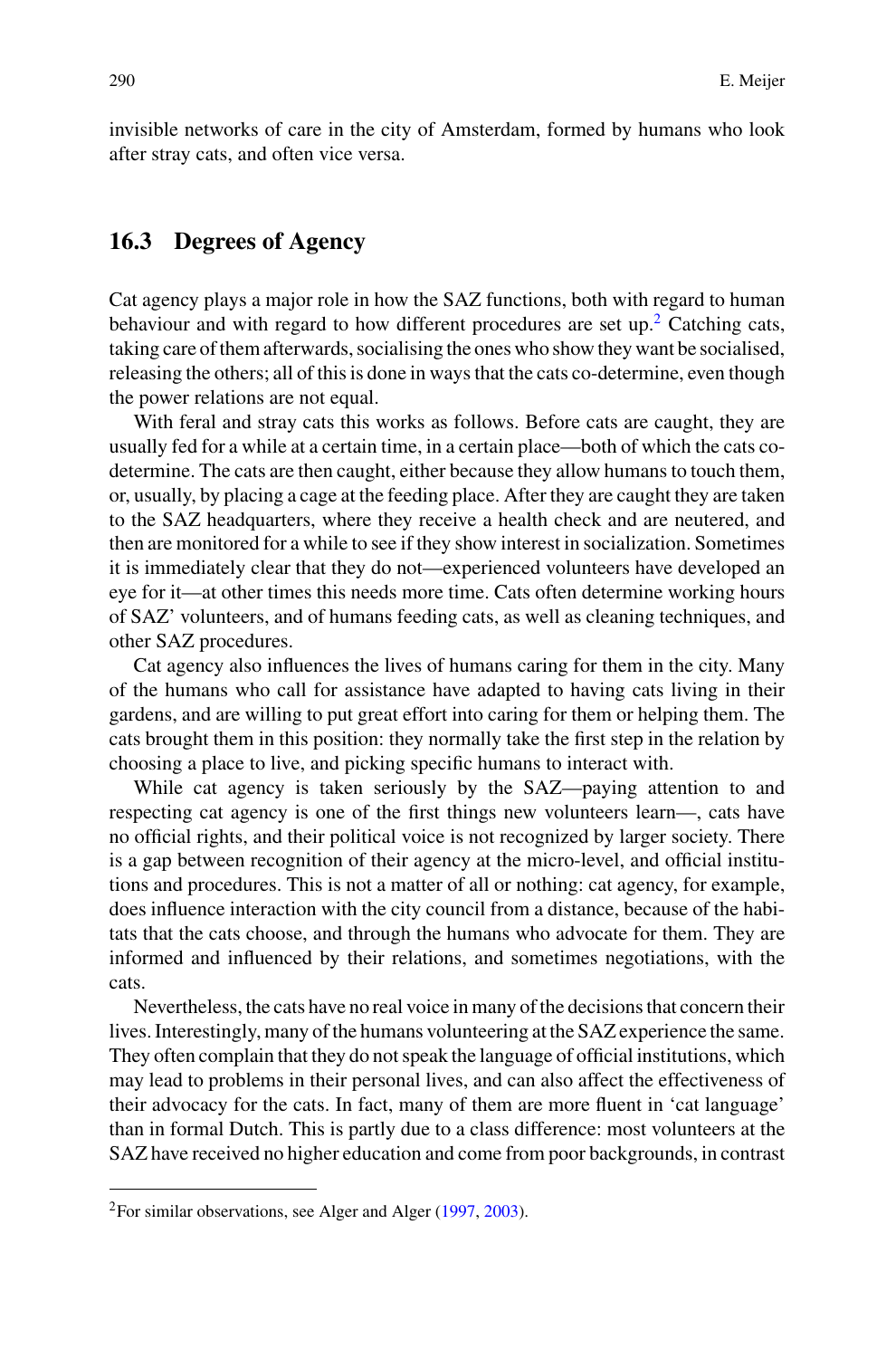invisible networks of care in the city of Amsterdam, formed by humans who look after stray cats, and often vice versa.

## 16.3 Degrees of Agency

Cat agency plays a major role in how the SAZ functions, both with regard to human behaviour and with regard to how different procedures are set up.[2] Catching cats, taking care of them afterwards, socialising the ones who show they want be socialised, releasing the others; all of this is done in ways that the cats co-determine, even though the power relations are not equal.

With feral and stray cats this works as follows. Before cats are caught, they are usually fed for a while at a certain time, in a certain place—both of which the cats co-determine. The cats are then caught, either because they allow humans to touch them, or, usually, by placing a cage at the feeding place. After they are caught they are taken to the SAZ headquarters, where they receive a health check and are neutered, and then are monitored for a while to see if they show interest in socialization. Sometimes it is immediately clear that they do not—experienced volunteers have developed an eye for it—at other times this needs more time. Cats often determine working hours of SAZ' volunteers, and of humans feeding cats, as well as cleaning techniques, and other SAZ procedures.

Cat agency also influences the lives of humans caring for them in the city. Many of the humans who call for assistance have adapted to having cats living in their gardens, and are willing to put great effort into caring for them or helping them. The cats brought them in this position: they normally take the first step in the relation by choosing a place to live, and picking specific humans to interact with.

While cat agency is taken seriously by the SAZ—paying attention to and respecting cat agency is one of the first things new volunteers learn—, cats have no official rights, and their political voice is not recognized by larger society. There is a gap between recognition of their agency at the micro-level, and official institutions and procedures. This is not a matter of all or nothing: cat agency, for example, does influence interaction with the city council from a distance, because of the habitats that the cats choose, and through the humans who advocate for them. They are informed and influenced by their relations, and sometimes negotiations, with the cats.

Nevertheless, the cats have no real voice in many of the decisions that concern their lives. Interestingly, many of the humans volunteering at the SAZ experience the same. They often complain that they do not speak the language of official institutions, which may lead to problems in their personal lives, and can also affect the effectiveness of their advocacy for the cats. In fact, many of them are more fluent in 'cat language' than in formal Dutch. This is partly due to a class difference: most volunteers at the SAZ have received no higher education and come from poor backgrounds, in contrast

[2] For similar observations, see Alger and Alger (1997, 2003).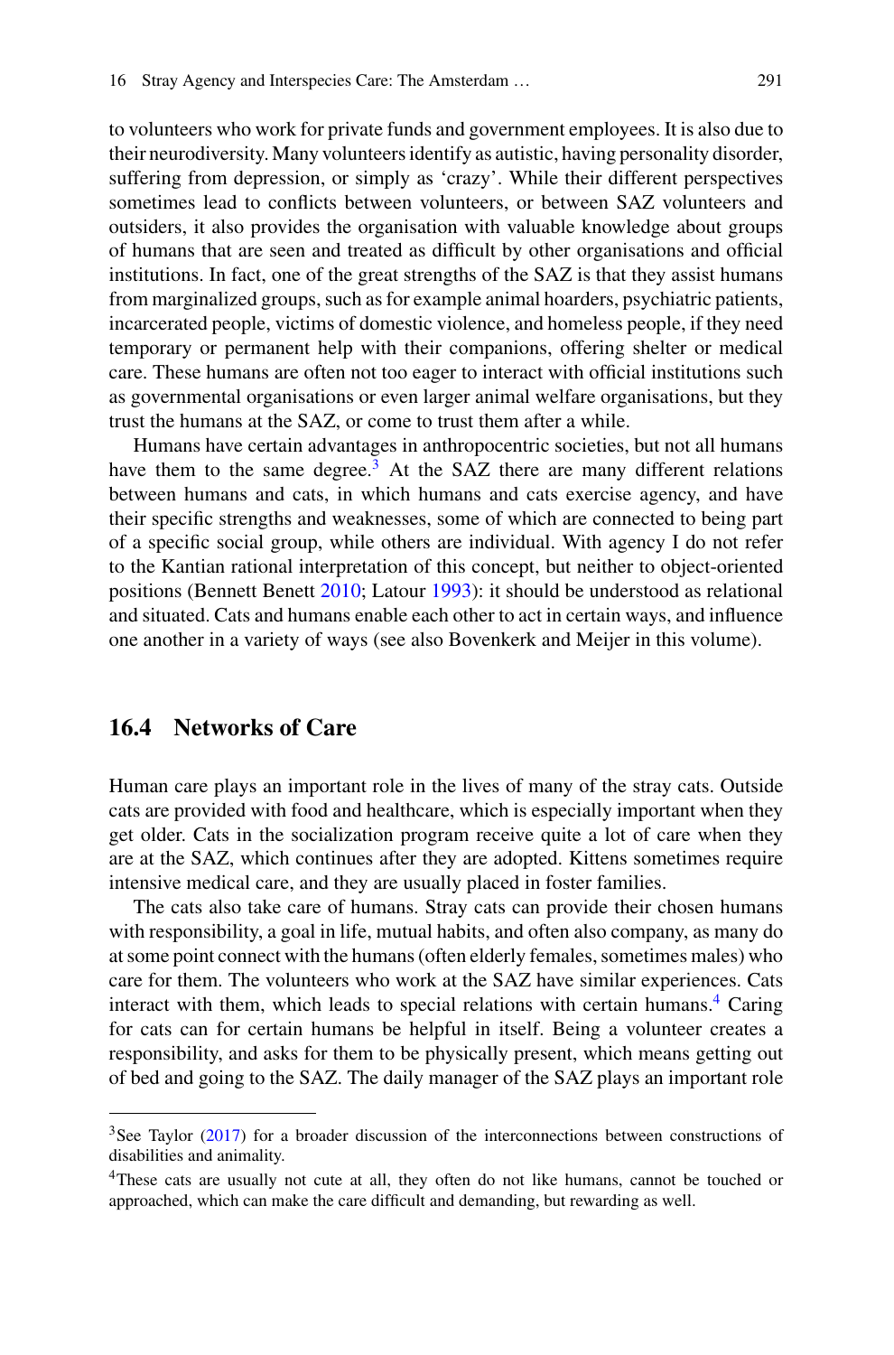to volunteers who work for private funds and government employees. It is also due to their neurodiversity. Many volunteers identify as autistic, having personality disorder, suffering from depression, or simply as 'crazy'. While their different perspectives sometimes lead to conflicts between volunteers, or between SAZ volunteers and outsiders, it also provides the organisation with valuable knowledge about groups of humans that are seen and treated as difficult by other organisations and official institutions. In fact, one of the great strengths of the SAZ is that they assist humans from marginalized groups, such as for example animal hoarders, psychiatric patients, incarcerated people, victims of domestic violence, and homeless people, if they need temporary or permanent help with their companions, offering shelter or medical care. These humans are often not too eager to interact with official institutions such as governmental organisations or even larger animal welfare organisations, but they trust the humans at the SAZ, or come to trust them after a while.

Humans have certain advantages in anthropocentric societies, but not all humans have them to the same degree.[3] At the SAZ there are many different relations between humans and cats, in which humans and cats exercise agency, and have their specific strengths and weaknesses, some of which are connected to being part of a specific social group, while others are individual. With agency I do not refer to the Kantian rational interpretation of this concept, but neither to object-oriented positions (Bennett Benett 2010; Latour 1993): it should be understood as relational and situated. Cats and humans enable each other to act in certain ways, and influence one another in a variety of ways (see also Bovenkerk and Meijer in this volume).

## 16.4 Networks of Care

Human care plays an important role in the lives of many of the stray cats. Outside cats are provided with food and healthcare, which is especially important when they get older. Cats in the socialization program receive quite a lot of care when they are at the SAZ, which continues after they are adopted. Kittens sometimes require intensive medical care, and they are usually placed in foster families.

The cats also take care of humans. Stray cats can provide their chosen humans with responsibility, a goal in life, mutual habits, and often also company, as many do at some point connect with the humans (often elderly females, sometimes males) who care for them. The volunteers who work at the SAZ have similar experiences. Cats interact with them, which leads to special relations with certain humans.[4] Caring for cats can for certain humans be helpful in itself. Being a volunteer creates a responsibility, and asks for them to be physically present, which means getting out of bed and going to the SAZ. The daily manager of the SAZ plays an important role

---

[3] See Taylor (2017) for a broader discussion of the interconnections between constructions of disabilities and animality.

[4] These cats are usually not cute at all, they often do not like humans, cannot be touched or approached, which can make the care difficult and demanding, but rewarding as well.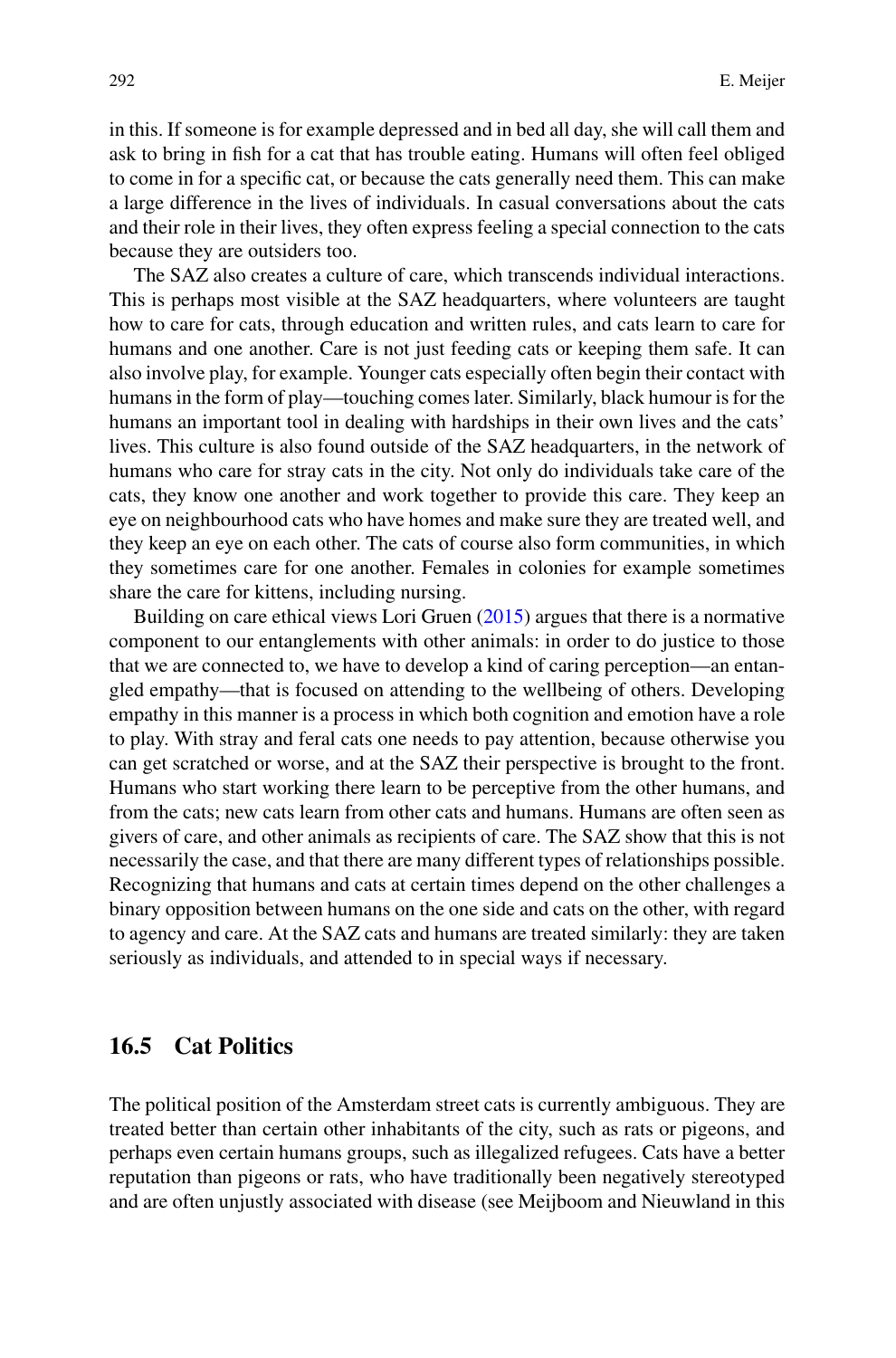in this. If someone is for example depressed and in bed all day, she will call them and ask to bring in fish for a cat that has trouble eating. Humans will often feel obliged to come in for a specific cat, or because the cats generally need them. This can make a large difference in the lives of individuals. In casual conversations about the cats and their role in their lives, they often express feeling a special connection to the cats because they are outsiders too.

The SAZ also creates a culture of care, which transcends individual interactions. This is perhaps most visible at the SAZ headquarters, where volunteers are taught how to care for cats, through education and written rules, and cats learn to care for humans and one another. Care is not just feeding cats or keeping them safe. It can also involve play, for example. Younger cats especially often begin their contact with humans in the form of play—touching comes later. Similarly, black humour is for the humans an important tool in dealing with hardships in their own lives and the cats' lives. This culture is also found outside of the SAZ headquarters, in the network of humans who care for stray cats in the city. Not only do individuals take care of the cats, they know one another and work together to provide this care. They keep an eye on neighbourhood cats who have homes and make sure they are treated well, and they keep an eye on each other. The cats of course also form communities, in which they sometimes care for one another. Females in colonies for example sometimes share the care for kittens, including nursing.

Building on care ethical views Lori Gruen (2015) argues that there is a normative component to our entanglements with other animals: in order to do justice to those that we are connected to, we have to develop a kind of caring perception—an entangled empathy—that is focused on attending to the wellbeing of others. Developing empathy in this manner is a process in which both cognition and emotion have a role to play. With stray and feral cats one needs to pay attention, because otherwise you can get scratched or worse, and at the SAZ their perspective is brought to the front. Humans who start working there learn to be perceptive from the other humans, and from the cats; new cats learn from other cats and humans. Humans are often seen as givers of care, and other animals as recipients of care. The SAZ show that this is not necessarily the case, and that there are many different types of relationships possible. Recognizing that humans and cats at certain times depend on the other challenges a binary opposition between humans on the one side and cats on the other, with regard to agency and care. At the SAZ cats and humans are treated similarly: they are taken seriously as individuals, and attended to in special ways if necessary.

## 16.5 Cat Politics

The political position of the Amsterdam street cats is currently ambiguous. They are treated better than certain other inhabitants of the city, such as rats or pigeons, and perhaps even certain humans groups, such as illegalized refugees. Cats have a better reputation than pigeons or rats, who have traditionally been negatively stereotyped and are often unjustly associated with disease (see Meijboom and Nieuwland in this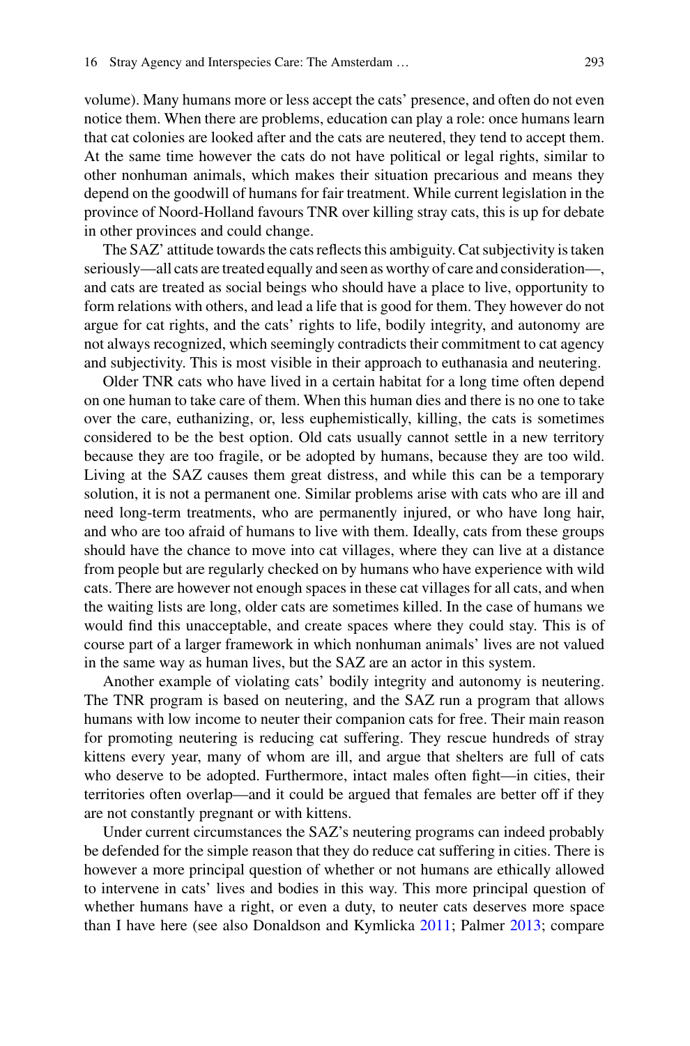volume). Many humans more or less accept the cats' presence, and often do not even notice them. When there are problems, education can play a role: once humans learn that cat colonies are looked after and the cats are neutered, they tend to accept them. At the same time however the cats do not have political or legal rights, similar to other nonhuman animals, which makes their situation precarious and means they depend on the goodwill of humans for fair treatment. While current legislation in the province of Noord-Holland favours TNR over killing stray cats, this is up for debate in other provinces and could change.

The SAZ' attitude towards the cats reflects this ambiguity. Cat subjectivity is taken seriously—all cats are treated equally and seen as worthy of care and consideration—, and cats are treated as social beings who should have a place to live, opportunity to form relations with others, and lead a life that is good for them. They however do not argue for cat rights, and the cats' rights to life, bodily integrity, and autonomy are not always recognized, which seemingly contradicts their commitment to cat agency and subjectivity. This is most visible in their approach to euthanasia and neutering.

Older TNR cats who have lived in a certain habitat for a long time often depend on one human to take care of them. When this human dies and there is no one to take over the care, euthanizing, or, less euphemistically, killing, the cats is sometimes considered to be the best option. Old cats usually cannot settle in a new territory because they are too fragile, or be adopted by humans, because they are too wild. Living at the SAZ causes them great distress, and while this can be a temporary solution, it is not a permanent one. Similar problems arise with cats who are ill and need long-term treatments, who are permanently injured, or who have long hair, and who are too afraid of humans to live with them. Ideally, cats from these groups should have the chance to move into cat villages, where they can live at a distance from people but are regularly checked on by humans who have experience with wild cats. There are however not enough spaces in these cat villages for all cats, and when the waiting lists are long, older cats are sometimes killed. In the case of humans we would find this unacceptable, and create spaces where they could stay. This is of course part of a larger framework in which nonhuman animals' lives are not valued in the same way as human lives, but the SAZ are an actor in this system.

Another example of violating cats' bodily integrity and autonomy is neutering. The TNR program is based on neutering, and the SAZ run a program that allows humans with low income to neuter their companion cats for free. Their main reason for promoting neutering is reducing cat suffering. They rescue hundreds of stray kittens every year, many of whom are ill, and argue that shelters are full of cats who deserve to be adopted. Furthermore, intact males often fight—in cities, their territories often overlap—and it could be argued that females are better off if they are not constantly pregnant or with kittens.

Under current circumstances the SAZ's neutering programs can indeed probably be defended for the simple reason that they do reduce cat suffering in cities. There is however a more principal question of whether or not humans are ethically allowed to intervene in cats' lives and bodies in this way. This more principal question of whether humans have a right, or even a duty, to neuter cats deserves more space than I have here (see also Donaldson and Kymlicka 2011; Palmer 2013; compare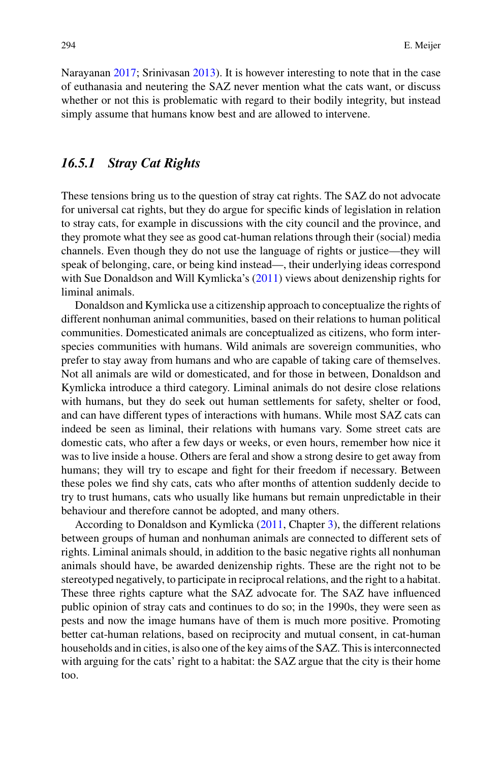Narayanan 2017; Srinivasan 2013). It is however interesting to note that in the case of euthanasia and neutering the SAZ never mention what the cats want, or discuss whether or not this is problematic with regard to their bodily integrity, but instead simply assume that humans know best and are allowed to intervene.

### *16.5.1 Stray Cat Rights*

These tensions bring us to the question of stray cat rights. The SAZ do not advocate for universal cat rights, but they do argue for specific kinds of legislation in relation to stray cats, for example in discussions with the city council and the province, and they promote what they see as good cat-human relations through their (social) media channels. Even though they do not use the language of rights or justice—they will speak of belonging, care, or being kind instead—, their underlying ideas correspond with Sue Donaldson and Will Kymlicka's (2011) views about denizenship rights for liminal animals.

Donaldson and Kymlicka use a citizenship approach to conceptualize the rights of different nonhuman animal communities, based on their relations to human political communities. Domesticated animals are conceptualized as citizens, who form interspecies communities with humans. Wild animals are sovereign communities, who prefer to stay away from humans and who are capable of taking care of themselves. Not all animals are wild or domesticated, and for those in between, Donaldson and Kymlicka introduce a third category. Liminal animals do not desire close relations with humans, but they do seek out human settlements for safety, shelter or food, and can have different types of interactions with humans. While most SAZ cats can indeed be seen as liminal, their relations with humans vary. Some street cats are domestic cats, who after a few days or weeks, or even hours, remember how nice it was to live inside a house. Others are feral and show a strong desire to get away from humans; they will try to escape and fight for their freedom if necessary. Between these poles we find shy cats, cats who after months of attention suddenly decide to try to trust humans, cats who usually like humans but remain unpredictable in their behaviour and therefore cannot be adopted, and many others.

According to Donaldson and Kymlicka (2011, Chapter 3), the different relations between groups of human and nonhuman animals are connected to different sets of rights. Liminal animals should, in addition to the basic negative rights all nonhuman animals should have, be awarded denizenship rights. These are the right not to be stereotyped negatively, to participate in reciprocal relations, and the right to a habitat. These three rights capture what the SAZ advocate for. The SAZ have influenced public opinion of stray cats and continues to do so; in the 1990s, they were seen as pests and now the image humans have of them is much more positive. Promoting better cat-human relations, based on reciprocity and mutual consent, in cat-human households and in cities, is also one of the key aims of the SAZ. This is interconnected with arguing for the cats' right to a habitat: the SAZ argue that the city is their home too.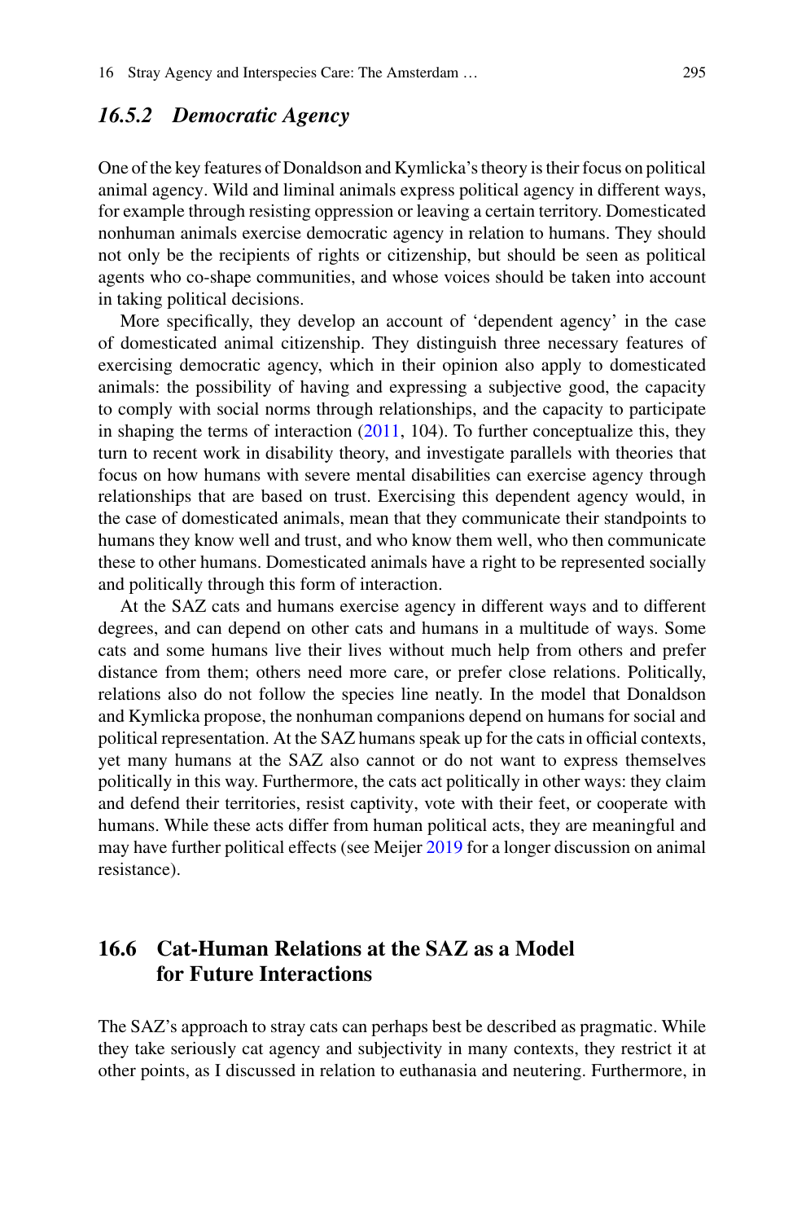### *16.5.2 Democratic Agency*

One of the key features of Donaldson and Kymlicka's theory is their focus on political animal agency. Wild and liminal animals express political agency in different ways, for example through resisting oppression or leaving a certain territory. Domesticated nonhuman animals exercise democratic agency in relation to humans. They should not only be the recipients of rights or citizenship, but should be seen as political agents who co-shape communities, and whose voices should be taken into account in taking political decisions.

More specifically, they develop an account of 'dependent agency' in the case of domesticated animal citizenship. They distinguish three necessary features of exercising democratic agency, which in their opinion also apply to domesticated animals: the possibility of having and expressing a subjective good, the capacity to comply with social norms through relationships, and the capacity to participate in shaping the terms of interaction (2011, 104). To further conceptualize this, they turn to recent work in disability theory, and investigate parallels with theories that focus on how humans with severe mental disabilities can exercise agency through relationships that are based on trust. Exercising this dependent agency would, in the case of domesticated animals, mean that they communicate their standpoints to humans they know well and trust, and who know them well, who then communicate these to other humans. Domesticated animals have a right to be represented socially and politically through this form of interaction.

At the SAZ cats and humans exercise agency in different ways and to different degrees, and can depend on other cats and humans in a multitude of ways. Some cats and some humans live their lives without much help from others and prefer distance from them; others need more care, or prefer close relations. Politically, relations also do not follow the species line neatly. In the model that Donaldson and Kymlicka propose, the nonhuman companions depend on humans for social and political representation. At the SAZ humans speak up for the cats in official contexts, yet many humans at the SAZ also cannot or do not want to express themselves politically in this way. Furthermore, the cats act politically in other ways: they claim and defend their territories, resist captivity, vote with their feet, or cooperate with humans. While these acts differ from human political acts, they are meaningful and may have further political effects (see Meijer 2019 for a longer discussion on animal resistance).

## 16.6 Cat-Human Relations at the SAZ as a Model for Future Interactions

The SAZ's approach to stray cats can perhaps best be described as pragmatic. While they take seriously cat agency and subjectivity in many contexts, they restrict it at other points, as I discussed in relation to euthanasia and neutering. Furthermore, in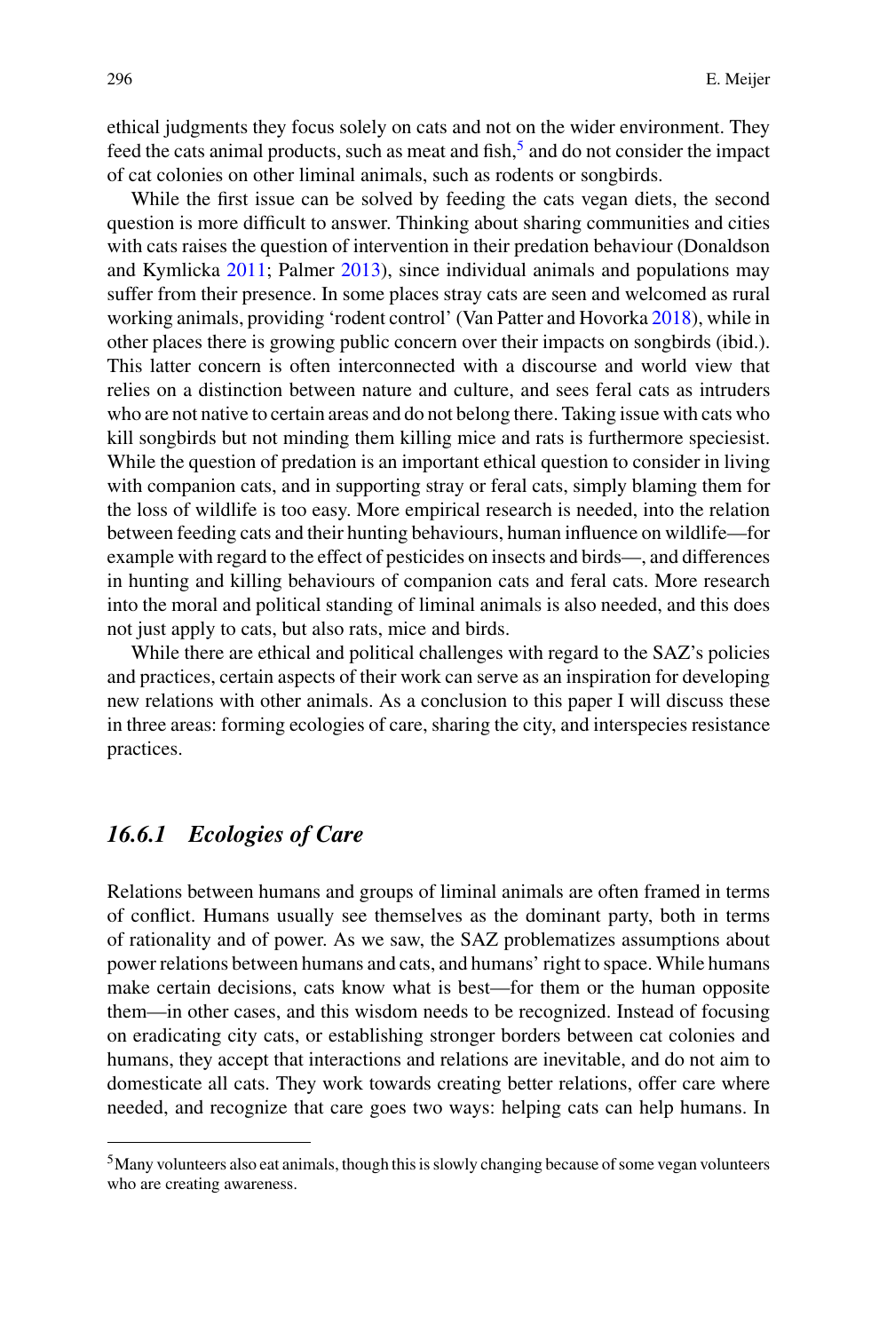ethical judgments they focus solely on cats and not on the wider environment. They feed the cats animal products, such as meat and fish,[5] and do not consider the impact of cat colonies on other liminal animals, such as rodents or songbirds.

While the first issue can be solved by feeding the cats vegan diets, the second question is more difficult to answer. Thinking about sharing communities and cities with cats raises the question of intervention in their predation behaviour (Donaldson and Kymlicka 2011; Palmer 2013), since individual animals and populations may suffer from their presence. In some places stray cats are seen and welcomed as rural working animals, providing 'rodent control' (Van Patter and Hovorka 2018), while in other places there is growing public concern over their impacts on songbirds (ibid.). This latter concern is often interconnected with a discourse and world view that relies on a distinction between nature and culture, and sees feral cats as intruders who are not native to certain areas and do not belong there. Taking issue with cats who kill songbirds but not minding them killing mice and rats is furthermore speciesist. While the question of predation is an important ethical question to consider in living with companion cats, and in supporting stray or feral cats, simply blaming them for the loss of wildlife is too easy. More empirical research is needed, into the relation between feeding cats and their hunting behaviours, human influence on wildlife—for example with regard to the effect of pesticides on insects and birds—, and differences in hunting and killing behaviours of companion cats and feral cats. More research into the moral and political standing of liminal animals is also needed, and this does not just apply to cats, but also rats, mice and birds.

While there are ethical and political challenges with regard to the SAZ's policies and practices, certain aspects of their work can serve as an inspiration for developing new relations with other animals. As a conclusion to this paper I will discuss these in three areas: forming ecologies of care, sharing the city, and interspecies resistance practices.

### *16.6.1 Ecologies of Care*

Relations between humans and groups of liminal animals are often framed in terms of conflict. Humans usually see themselves as the dominant party, both in terms of rationality and of power. As we saw, the SAZ problematizes assumptions about power relations between humans and cats, and humans' right to space. While humans make certain decisions, cats know what is best—for them or the human opposite them—in other cases, and this wisdom needs to be recognized. Instead of focusing on eradicating city cats, or establishing stronger borders between cat colonies and humans, they accept that interactions and relations are inevitable, and do not aim to domesticate all cats. They work towards creating better relations, offer care where needed, and recognize that care goes two ways: helping cats can help humans. In

[5] Many volunteers also eat animals, though this is slowly changing because of some vegan volunteers who are creating awareness.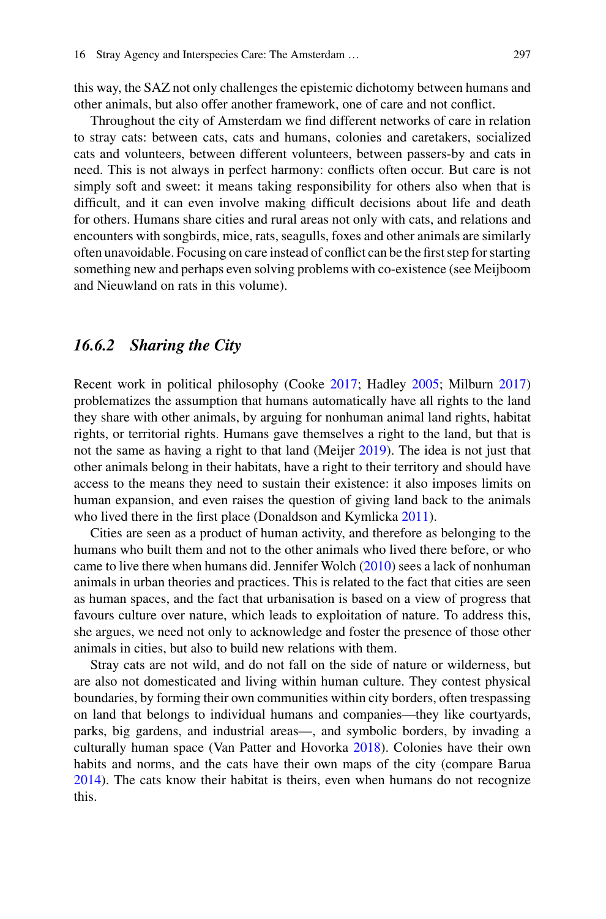this way, the SAZ not only challenges the epistemic dichotomy between humans and other animals, but also offer another framework, one of care and not conflict.

Throughout the city of Amsterdam we find different networks of care in relation to stray cats: between cats, cats and humans, colonies and caretakers, socialized cats and volunteers, between different volunteers, between passers-by and cats in need. This is not always in perfect harmony: conflicts often occur. But care is not simply soft and sweet: it means taking responsibility for others also when that is difficult, and it can even involve making difficult decisions about life and death for others. Humans share cities and rural areas not only with cats, and relations and encounters with songbirds, mice, rats, seagulls, foxes and other animals are similarly often unavoidable. Focusing on care instead of conflict can be the first step for starting something new and perhaps even solving problems with co-existence (see Meijboom and Nieuwland on rats in this volume).

### *16.6.2 Sharing the City*

Recent work in political philosophy (Cooke 2017; Hadley 2005; Milburn 2017) problematizes the assumption that humans automatically have all rights to the land they share with other animals, by arguing for nonhuman animal land rights, habitat rights, or territorial rights. Humans gave themselves a right to the land, but that is not the same as having a right to that land (Meijer 2019). The idea is not just that other animals belong in their habitats, have a right to their territory and should have access to the means they need to sustain their existence: it also imposes limits on human expansion, and even raises the question of giving land back to the animals who lived there in the first place (Donaldson and Kymlicka 2011).

Cities are seen as a product of human activity, and therefore as belonging to the humans who built them and not to the other animals who lived there before, or who came to live there when humans did. Jennifer Wolch (2010) sees a lack of nonhuman animals in urban theories and practices. This is related to the fact that cities are seen as human spaces, and the fact that urbanisation is based on a view of progress that favours culture over nature, which leads to exploitation of nature. To address this, she argues, we need not only to acknowledge and foster the presence of those other animals in cities, but also to build new relations with them.

Stray cats are not wild, and do not fall on the side of nature or wilderness, but are also not domesticated and living within human culture. They contest physical boundaries, by forming their own communities within city borders, often trespassing on land that belongs to individual humans and companies—they like courtyards, parks, big gardens, and industrial areas—, and symbolic borders, by invading a culturally human space (Van Patter and Hovorka 2018). Colonies have their own habits and norms, and the cats have their own maps of the city (compare Barua 2014). The cats know their habitat is theirs, even when humans do not recognize this.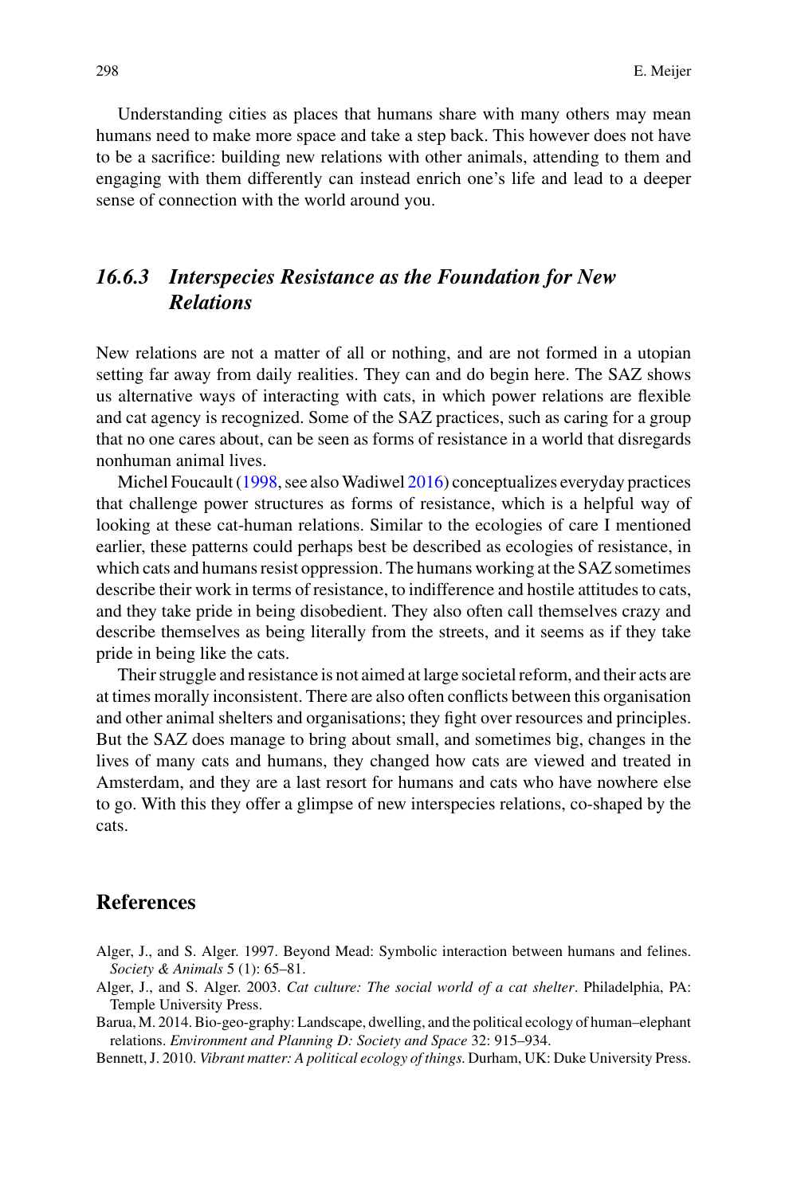Understanding cities as places that humans share with many others may mean humans need to make more space and take a step back. This however does not have to be a sacrifice: building new relations with other animals, attending to them and engaging with them differently can instead enrich one's life and lead to a deeper sense of connection with the world around you.

### *16.6.3 Interspecies Resistance as the Foundation for New Relations*

New relations are not a matter of all or nothing, and are not formed in a utopian setting far away from daily realities. They can and do begin here. The SAZ shows us alternative ways of interacting with cats, in which power relations are flexible and cat agency is recognized. Some of the SAZ practices, such as caring for a group that no one cares about, can be seen as forms of resistance in a world that disregards nonhuman animal lives.

Michel Foucault (1998, see also Wadiwel 2016) conceptualizes everyday practices that challenge power structures as forms of resistance, which is a helpful way of looking at these cat-human relations. Similar to the ecologies of care I mentioned earlier, these patterns could perhaps best be described as ecologies of resistance, in which cats and humans resist oppression. The humans working at the SAZ sometimes describe their work in terms of resistance, to indifference and hostile attitudes to cats, and they take pride in being disobedient. They also often call themselves crazy and describe themselves as being literally from the streets, and it seems as if they take pride in being like the cats.

Their struggle and resistance is not aimed at large societal reform, and their acts are at times morally inconsistent. There are also often conflicts between this organisation and other animal shelters and organisations; they fight over resources and principles. But the SAZ does manage to bring about small, and sometimes big, changes in the lives of many cats and humans, they changed how cats are viewed and treated in Amsterdam, and they are a last resort for humans and cats who have nowhere else to go. With this they offer a glimpse of new interspecies relations, co-shaped by the cats.

## References

Alger, J., and S. Alger. 1997. Beyond Mead: Symbolic interaction between humans and felines. *Society & Animals* 5 (1): 65–81.

Alger, J., and S. Alger. 2003. *Cat culture: The social world of a cat shelter*. Philadelphia, PA: Temple University Press.

Barua, M. 2014. Bio-geo-graphy: Landscape, dwelling, and the political ecology of human–elephant relations. *Environment and Planning D: Society and Space* 32: 915–934.

Bennett, J. 2010. *Vibrant matter: A political ecology of things.* Durham, UK: Duke University Press.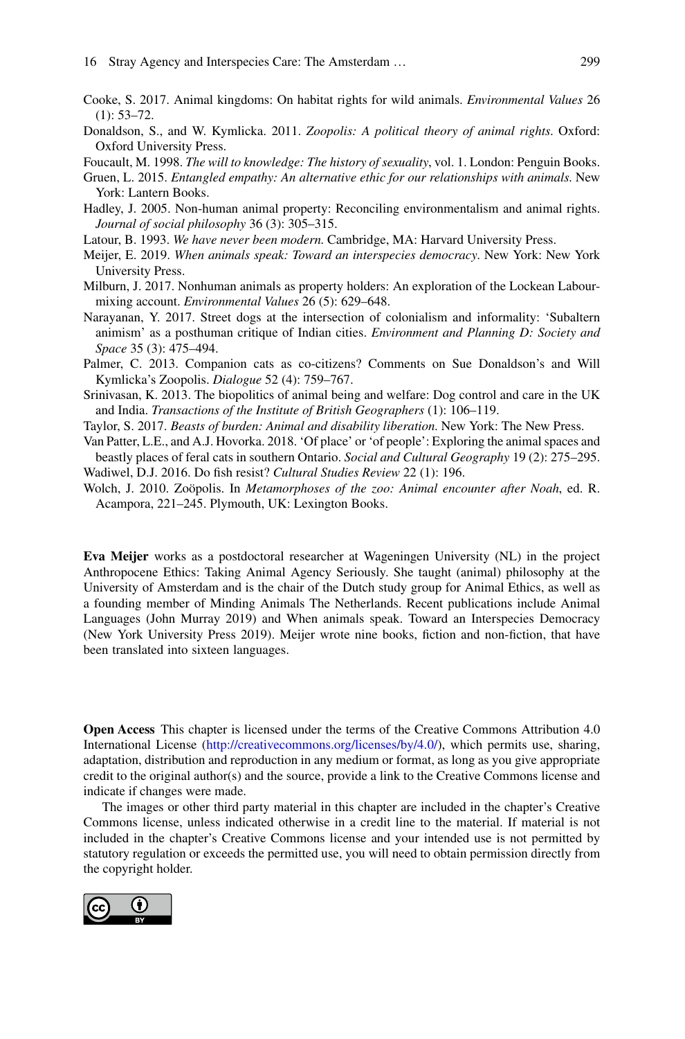Cooke, S. 2017. Animal kingdoms: On habitat rights for wild animals. *Environmental Values* 26 (1): 53–72.

Donaldson, S., and W. Kymlicka. 2011. *Zoopolis: A political theory of animal rights*. Oxford: Oxford University Press.

Foucault, M. 1998. *The will to knowledge: The history of sexuality*, vol. 1. London: Penguin Books.

Gruen, L. 2015. *Entangled empathy: An alternative ethic for our relationships with animals*. New York: Lantern Books.

Hadley, J. 2005. Non-human animal property: Reconciling environmentalism and animal rights. *Journal of social philosophy* 36 (3): 305–315.

Latour, B. 1993. *We have never been modern*. Cambridge, MA: Harvard University Press.

Meijer, E. 2019. *When animals speak: Toward an interspecies democracy*. New York: New York University Press.

Milburn, J. 2017. Nonhuman animals as property holders: An exploration of the Lockean Labour-mixing account. *Environmental Values* 26 (5): 629–648.

Narayanan, Y. 2017. Street dogs at the intersection of colonialism and informality: 'Subaltern animism' as a posthuman critique of Indian cities. *Environment and Planning D: Society and Space* 35 (3): 475–494.

Palmer, C. 2013. Companion cats as co-citizens? Comments on Sue Donaldson's and Will Kymlicka's Zoopolis. *Dialogue* 52 (4): 759–767.

Srinivasan, K. 2013. The biopolitics of animal being and welfare: Dog control and care in the UK and India. *Transactions of the Institute of British Geographers* (1): 106–119.

Taylor, S. 2017. *Beasts of burden: Animal and disability liberation*. New York: The New Press.

Van Patter, L.E., and A.J. Hovorka. 2018. 'Of place' or 'of people': Exploring the animal spaces and beastly places of feral cats in southern Ontario. *Social and Cultural Geography* 19 (2): 275–295.

Wadiwel, D.J. 2016. Do fish resist? *Cultural Studies Review* 22 (1): 196.

Wolch, J. 2010. Zoöpolis. In *Metamorphoses of the zoo: Animal encounter after Noah*, ed. R. Acampora, 221–245. Plymouth, UK: Lexington Books.

**Eva Meijer** works as a postdoctoral researcher at Wageningen University (NL) in the project Anthropocene Ethics: Taking Animal Agency Seriously. She taught (animal) philosophy at the University of Amsterdam and is the chair of the Dutch study group for Animal Ethics, as well as a founding member of Minding Animals The Netherlands. Recent publications include Animal Languages (John Murray 2019) and When animals speak. Toward an Interspecies Democracy (New York University Press 2019). Meijer wrote nine books, fiction and non-fiction, that have been translated into sixteen languages.

**Open Access** This chapter is licensed under the terms of the Creative Commons Attribution 4.0 International License (http://creativecommons.org/licenses/by/4.0/), which permits use, sharing, adaptation, distribution and reproduction in any medium or format, as long as you give appropriate credit to the original author(s) and the source, provide a link to the Creative Commons license and indicate if changes were made.

The images or other third party material in this chapter are included in the chapter's Creative Commons license, unless indicated otherwise in a credit line to the material. If material is not included in the chapter's Creative Commons license and your intended use is not permitted by statutory regulation or exceeds the permitted use, you will need to obtain permission directly from the copyright holder.